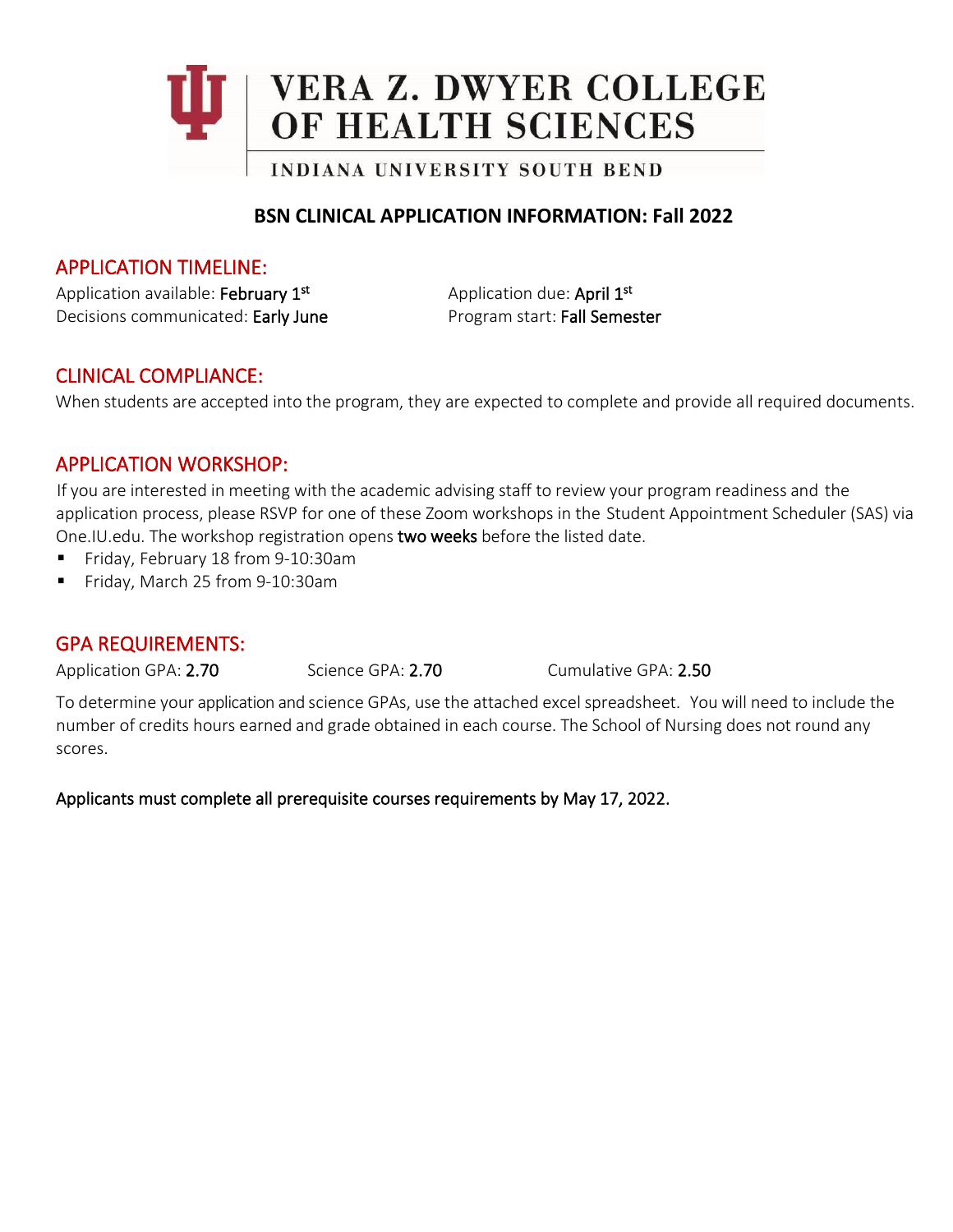# VERA Z. DWYER COLLEGE OF HEALTH SCIENCES

INDIANA UNIVERSITY SOUTH BEND

## BSN CLINICAL APPLICATION INFORMATION: Fall 2022

### APPLICATION TIMELINE:

Application available: **February 1st**

Application due: **April 1st**

Decisions communicated: **Early June**

Program start: **Fall Semester**

### CLINICAL COMPLIANCE:

When students are accepted into the program, they are expected to complete and provide all required documents.

### APPLICATION WORKSHOP:

If you are interested in meeting with the academic advising staff to review your program readiness and the application process, please RSVP for one of these Zoom workshops in the Student Appointment Scheduler (SAS) via One.IU.edu. The workshop registration opens **two weeks** before the listed date.

- Friday, February 18 from 9-10:30am
- Friday, March 25 from 9-10:30am

### GPA REQUIREMENTS:

Application GPA: **2.70** Science GPA: **2.70** Cumulative GPA: **2.50**

To determine your application and science GPAs, use the attached excel spreadsheet. You will need to include the number of credits hours earned and grade obtained in each course. The School of Nursing does not round any scores.

**Applicants must complete all prerequisite courses requirements by May 17, 2022.**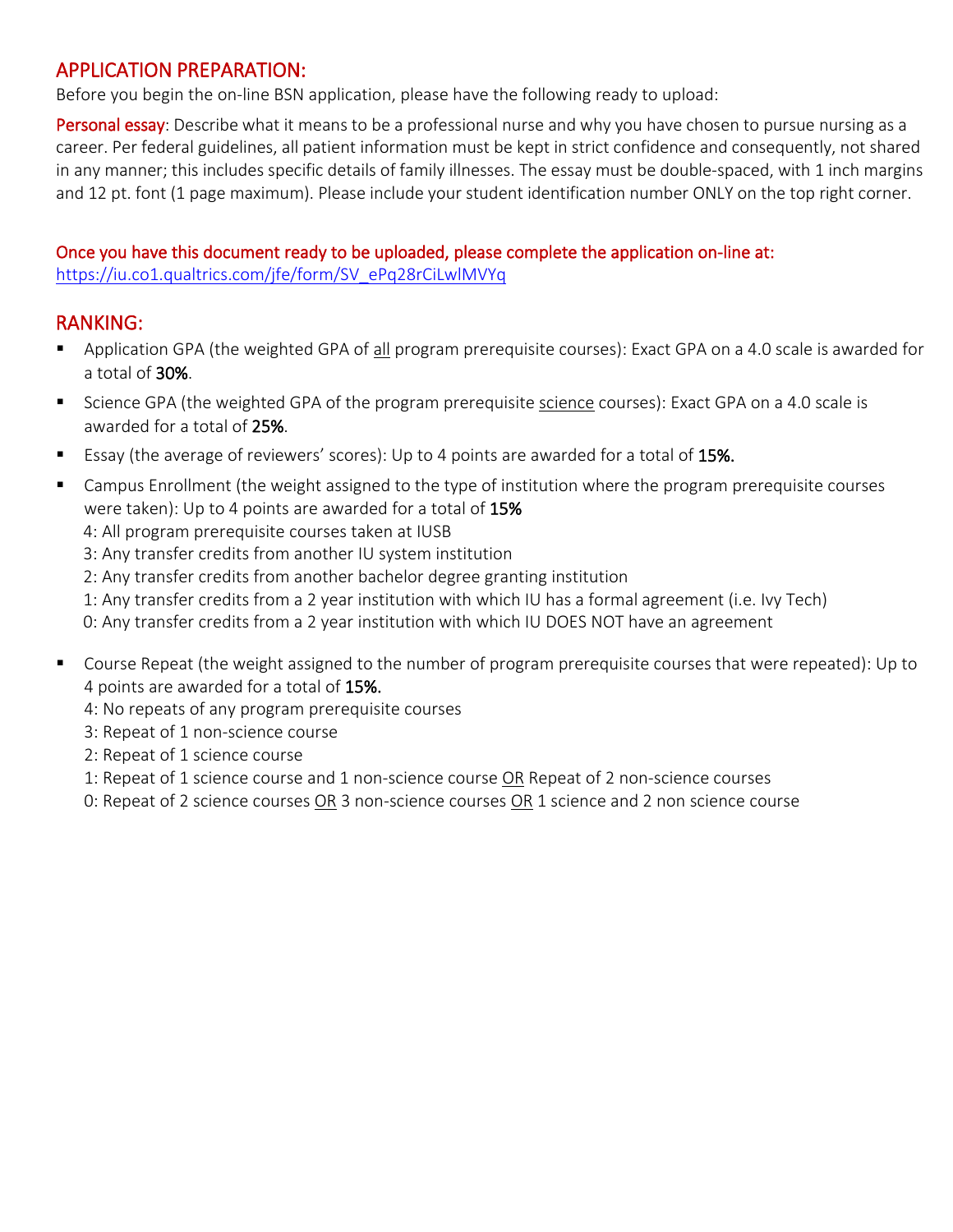## APPLICATION PREPARATION:

Before you begin the on-line BSN application, please have the following ready to upload:

**Personal essay**: Describe what it means to be a professional nurse and why you have chosen to pursue nursing as a career. Per federal guidelines, all patient information must be kept in strict confidence and consequently, not shared in any manner; this includes specific details of family illnesses. The essay must be double-spaced, with 1 inch margins and 12 pt. font (1 page maximum). Please include your student identification number ONLY on the top right corner.

**Once you have this document ready to be uploaded, please complete the application on-line at:**
https://iu.co1.qualtrics.com/jfe/form/SV_ePq28rCiLwlMVYq

## RANKING:

- Application GPA (the weighted GPA of all program prerequisite courses): Exact GPA on a 4.0 scale is awarded for a total of **30%**.
- Science GPA (the weighted GPA of the program prerequisite science courses): Exact GPA on a 4.0 scale is awarded for a total of **25%**.
- Essay (the average of reviewers' scores): Up to 4 points are awarded for a total of **15%.**
- Campus Enrollment (the weight assigned to the type of institution where the program prerequisite courses were taken): Up to 4 points are awarded for a total of **15%**
  4: All program prerequisite courses taken at IUSB
  3: Any transfer credits from another IU system institution
  2: Any transfer credits from another bachelor degree granting institution
  1: Any transfer credits from a 2 year institution with which IU has a formal agreement (i.e. Ivy Tech)
  0: Any transfer credits from a 2 year institution with which IU DOES NOT have an agreement
- Course Repeat (the weight assigned to the number of program prerequisite courses that were repeated): Up to 4 points are awarded for a total of **15%.**
  4: No repeats of any program prerequisite courses
  3: Repeat of 1 non-science course
  2: Repeat of 1 science course
  1: Repeat of 1 science course and 1 non-science course OR Repeat of 2 non-science courses
  0: Repeat of 2 science courses OR 3 non-science courses OR 1 science and 2 non science course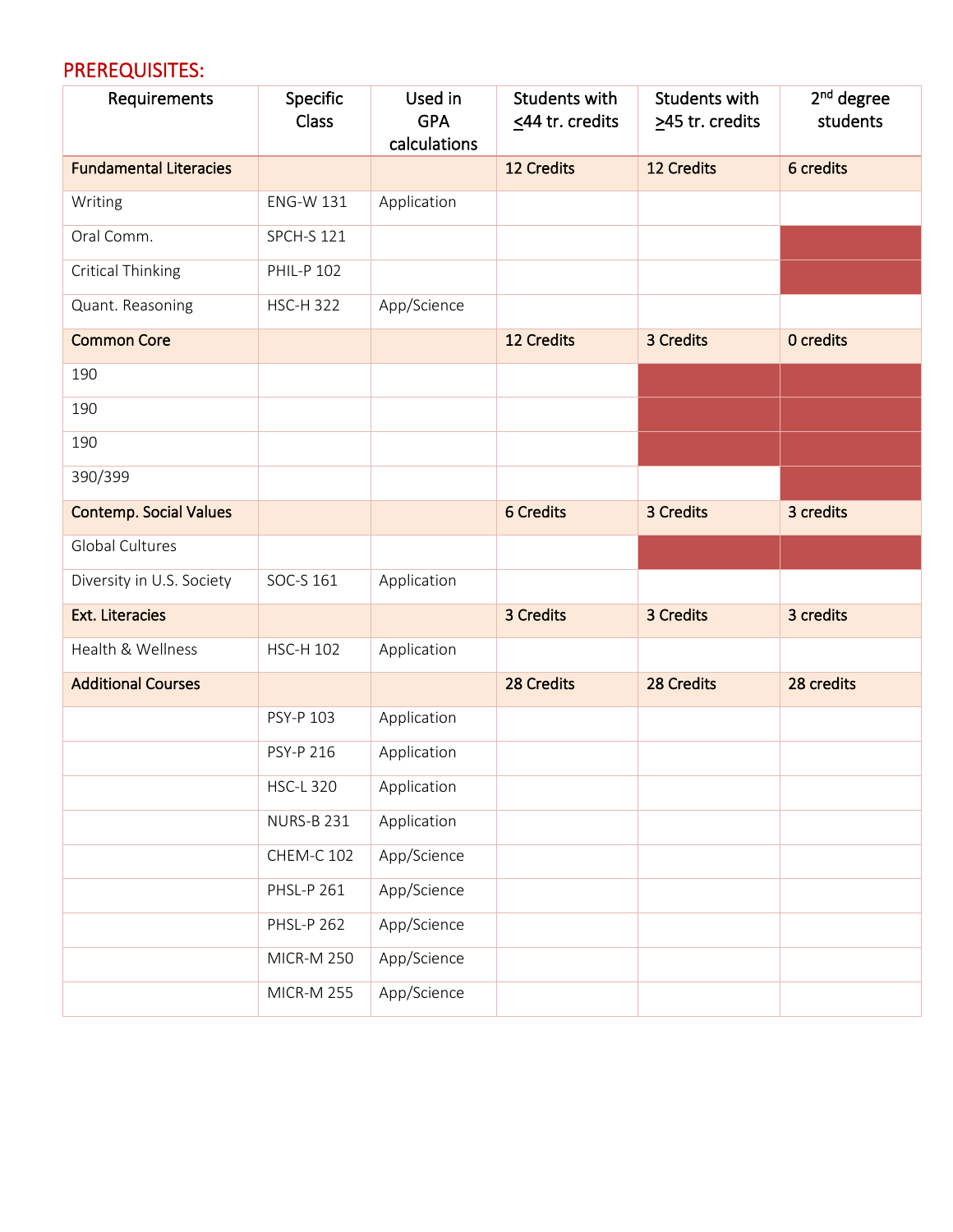## PREREQUISITES:

| Requirements | Specific Class | Used in GPA calculations | Students with ≤44 tr. credits | Students with ≥45 tr. credits | 2nd degree students |
|---|---|---|---|---|---|
| Fundamental Literacies | | | 12 Credits | 12 Credits | 6 credits |
| Writing | ENG-W 131 | Application | | | |
| Oral Comm. | SPCH-S 121 | | | | |
| Critical Thinking | PHIL-P 102 | | | | |
| Quant. Reasoning | HSC-H 322 | App/Science | | | |
| Common Core | | | 12 Credits | 3 Credits | 0 credits |
| 190 | | | | | |
| 190 | | | | | |
| 190 | | | | | |
| 390/399 | | | | | |
| Contemp. Social Values | | | 6 Credits | 3 Credits | 3 credits |
| Global Cultures | | | | | |
| Diversity in U.S. Society | SOC-S 161 | Application | | | |
| Ext. Literacies | | | 3 Credits | 3 Credits | 3 credits |
| Health & Wellness | HSC-H 102 | Application | | | |
| Additional Courses | | | 28 Credits | 28 Credits | 28 credits |
| | PSY-P 103 | Application | | | |
| | PSY-P 216 | Application | | | |
| | HSC-L 320 | Application | | | |
| | NURS-B 231 | Application | | | |
| | CHEM-C 102 | App/Science | | | |
| | PHSL-P 261 | App/Science | | | |
| | PHSL-P 262 | App/Science | | | |
| | MICR-M 250 | App/Science | | | |
| | MICR-M 255 | App/Science | | | |